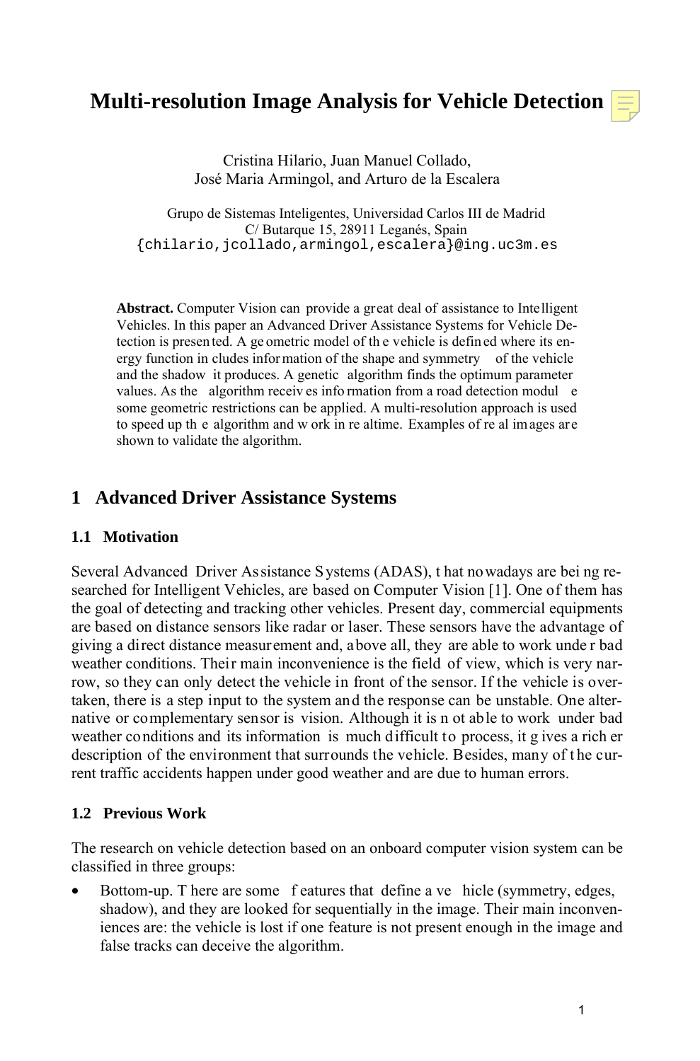# Multi-resolution Image Analysis for Vehicle Detection

Cristina Hilario, Juan Manuel Collado,
José Maria Armingol, and Arturo de la Escalera

Grupo de Sistemas Inteligentes, Universidad Carlos III de Madrid
C/ Butarque 15, 28911 Leganés, Spain
{chilario,jcollado,armingol,escalera}@ing.uc3m.es

**Abstract.** Computer Vision can provide a great deal of assistance to Intelligent Vehicles. In this paper an Advanced Driver Assistance Systems for Vehicle Detection is presented. A geometric model of the vehicle is defined where its energy function includes information of the shape and symmetry of the vehicle and the shadow it produces. A genetic algorithm finds the optimum parameter values. As the algorithm receives information from a road detection module some geometric restrictions can be applied. A multi-resolution approach is used to speed up the algorithm and work in realtime. Examples of real images are shown to validate the algorithm.

## 1 Advanced Driver Assistance Systems

### 1.1 Motivation

Several Advanced Driver Assistance Systems (ADAS), that nowadays are being researched for Intelligent Vehicles, are based on Computer Vision [1]. One of them has the goal of detecting and tracking other vehicles. Present day, commercial equipments are based on distance sensors like radar or laser. These sensors have the advantage of giving a direct distance measurement and, above all, they are able to work under bad weather conditions. Their main inconvenience is the field of view, which is very narrow, so they can only detect the vehicle in front of the sensor. If the vehicle is overtaken, there is a step input to the system and the response can be unstable. One alternative or complementary sensor is vision. Although it is not able to work under bad weather conditions and its information is much difficult to process, it gives a richer description of the environment that surrounds the vehicle. Besides, many of the current traffic accidents happen under good weather and are due to human errors.

### 1.2 Previous Work

The research on vehicle detection based on an onboard computer vision system can be classified in three groups:

- Bottom-up. There are some features that define a vehicle (symmetry, edges, shadow), and they are looked for sequentially in the image. Their main inconveniences are: the vehicle is lost if one feature is not present enough in the image and false tracks can deceive the algorithm.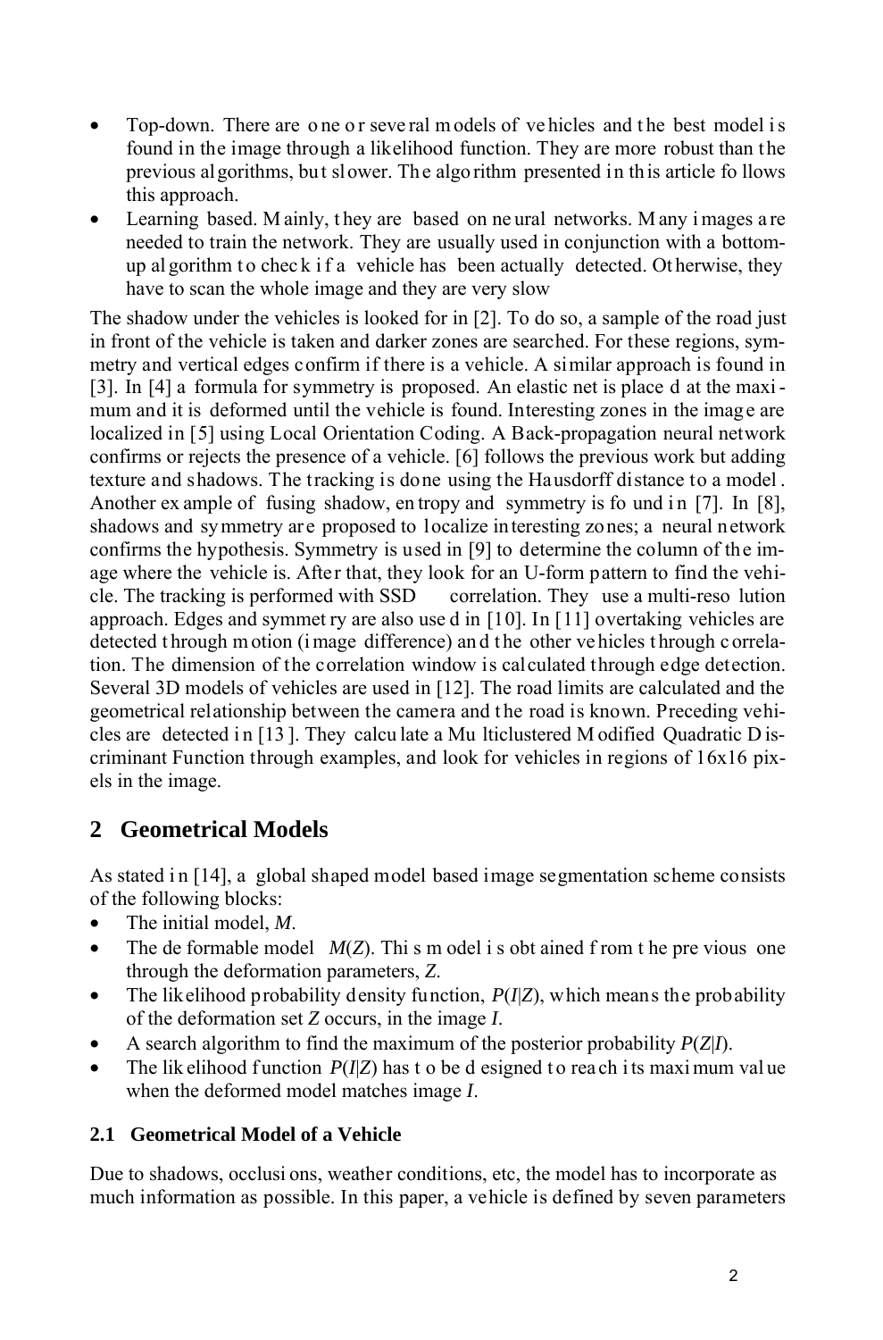- Top-down. There are one or several models of vehicles and the best model is found in the image through a likelihood function. They are more robust than the previous algorithms, but slower. The algorithm presented in this article follows this approach.
- Learning based. Mainly, they are based on neural networks. Many images are needed to train the network. They are usually used in conjunction with a bottom-up algorithm to check if a vehicle has been actually detected. Otherwise, they have to scan the whole image and they are very slow

The shadow under the vehicles is looked for in [2]. To do so, a sample of the road just in front of the vehicle is taken and darker zones are searched. For these regions, symmetry and vertical edges confirm if there is a vehicle. A similar approach is found in [3]. In [4] a formula for symmetry is proposed. An elastic net is placed at the maximum and it is deformed until the vehicle is found. Interesting zones in the image are localized in [5] using Local Orientation Coding. A Back-propagation neural network confirms or rejects the presence of a vehicle. [6] follows the previous work but adding texture and shadows. The tracking is done using the Hausdorff distance to a model. Another example of fusing shadow, entropy and symmetry is found in [7]. In [8], shadows and symmetry are proposed to localize interesting zones; a neural network confirms the hypothesis. Symmetry is used in [9] to determine the column of the image where the vehicle is. After that, they look for an U-form pattern to find the vehicle. The tracking is performed with SSD correlation. They use a multi-resolution approach. Edges and symmetry are also used in [10]. In [11] overtaking vehicles are detected through motion (image difference) and the other vehicles through correlation. The dimension of the correlation window is calculated through edge detection. Several 3D models of vehicles are used in [12]. The road limits are calculated and the geometrical relationship between the camera and the road is known. Preceding vehicles are detected in [13]. They calculate a Multiclustered Modified Quadratic Discriminant Function through examples, and look for vehicles in regions of 16x16 pixels in the image.

## 2 Geometrical Models

As stated in [14], a global shaped model based image segmentation scheme consists of the following blocks:

- The initial model, $M$.
- The deformable model $M(Z)$. This model is obtained from the previous one through the deformation parameters, $Z$.
- The likelihood probability density function, $P(I|Z)$, which means the probability of the deformation set $Z$ occurs, in the image $I$.
- A search algorithm to find the maximum of the posterior probability $P(Z|I)$.
- The likelihood function $P(I|Z)$ has to be designed to reach its maximum value when the deformed model matches image $I$.

### 2.1 Geometrical Model of a Vehicle

Due to shadows, occlusions, weather conditions, etc, the model has to incorporate as much information as possible. In this paper, a vehicle is defined by seven parameters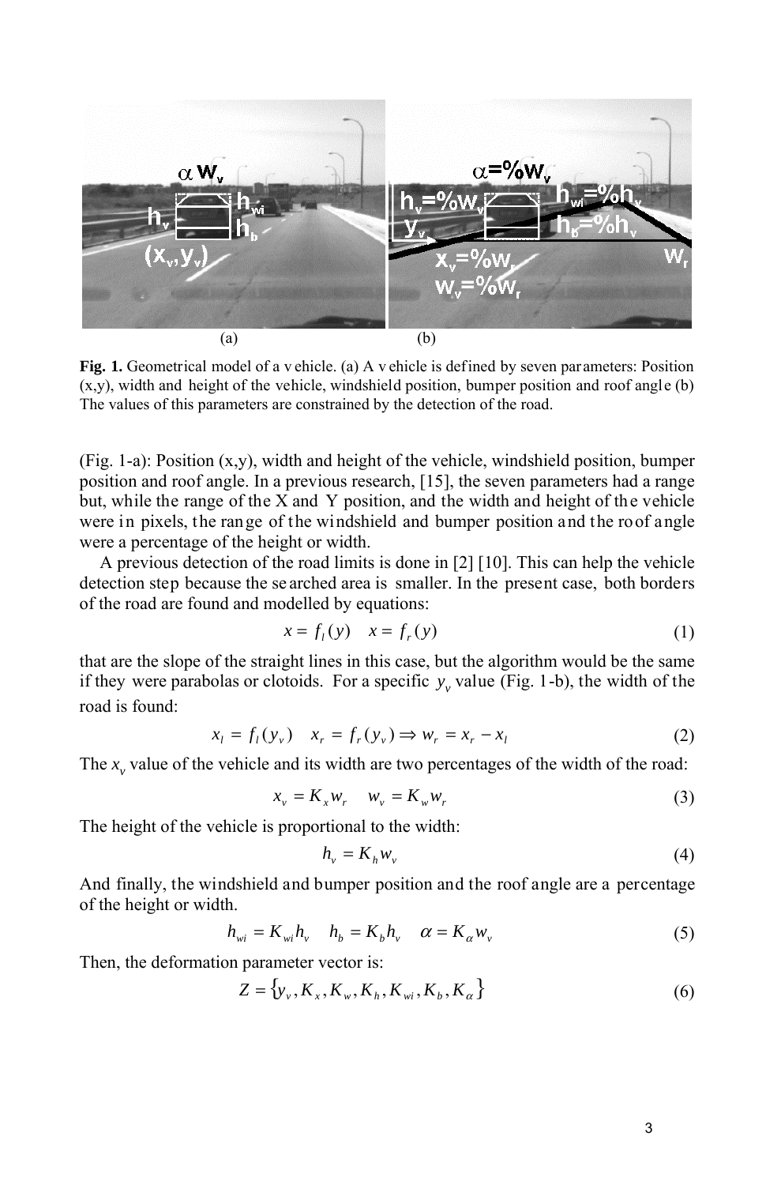(a) (b)

**Fig. 1.** Geometrical model of a vehicle. (a) A vehicle is defined by seven parameters: Position (x,y), width and height of the vehicle, windshield position, bumper position and roof angle (b) The values of this parameters are constrained by the detection of the road.

(Fig. 1-a): Position (x,y), width and height of the vehicle, windshield position, bumper position and roof angle. In a previous research, [15], the seven parameters had a range but, while the range of the X and Y position, and the width and height of the vehicle were in pixels, the range of the windshield and bumper position and the roof angle were a percentage of the height or width.

A previous detection of the road limits is done in [2] [10]. This can help the vehicle detection step because the searched area is smaller. In the present case, both borders of the road are found and modelled by equations:

$$x = f_l(y) \quad x = f_r(y) \tag{1}$$

that are the slope of the straight lines in this case, but the algorithm would be the same if they were parabolas or clotoids. For a specific $y_v$ value (Fig. 1-b), the width of the road is found:

$$x_l = f_l(y_v) \quad x_r = f_r(y_v) \Rightarrow w_r = x_r - x_l \tag{2}$$

The $x_v$ value of the vehicle and its width are two percentages of the width of the road:

$$x_v = K_x w_r \quad w_v = K_w w_r \tag{3}$$

The height of the vehicle is proportional to the width:

$$h_v = K_h w_v \tag{4}$$

And finally, the windshield and bumper position and the roof angle are a percentage of the height or width.

$$h_{wi} = K_{wi} h_v \quad h_b = K_b h_v \quad \alpha = K_\alpha w_v \tag{5}$$

Then, the deformation parameter vector is:

$$Z = \{y_v, K_x, K_w, K_h, K_{wi}, K_b, K_\alpha\} \tag{6}$$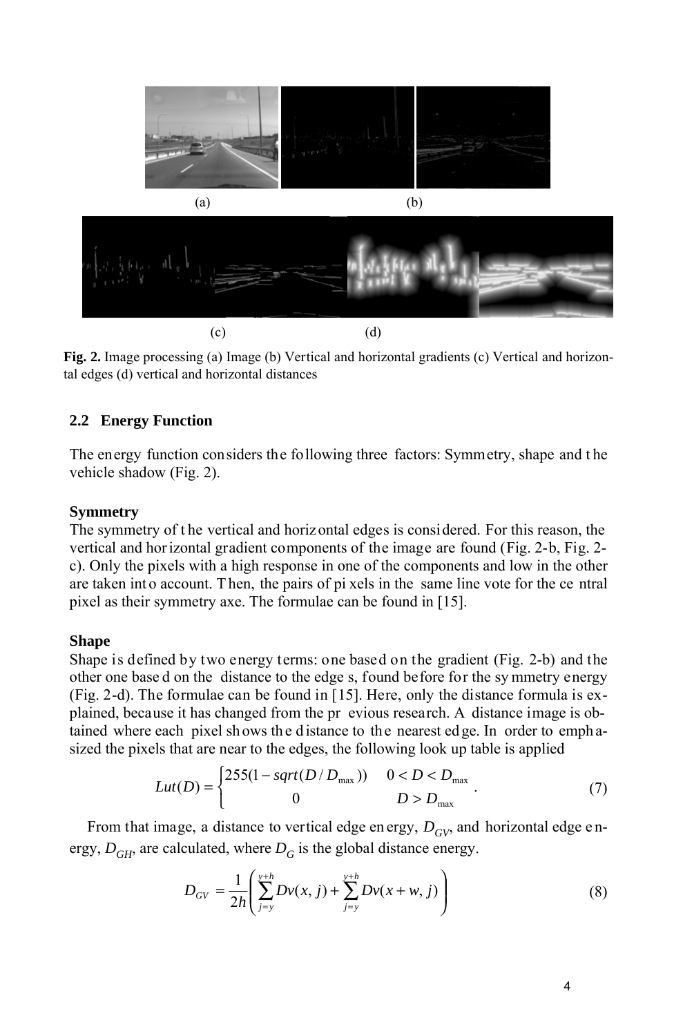(a) (b)

(c) (d)

**Fig. 2.** Image processing (a) Image (b) Vertical and horizontal gradients (c) Vertical and horizontal edges (d) vertical and horizontal distances

### 2.2 Energy Function

The energy function considers the following three factors: Symmetry, shape and the vehicle shadow (Fig. 2).

**Symmetry**

The symmetry of the vertical and horizontal edges is considered. For this reason, the vertical and horizontal gradient components of the image are found (Fig. 2-b, Fig. 2-c). Only the pixels with a high response in one of the components and low in the other are taken into account. Then, the pairs of pixels in the same line vote for the central pixel as their symmetry axe. The formulae can be found in [15].

**Shape**

Shape is defined by two energy terms: one based on the gradient (Fig. 2-b) and the other one based on the distance to the edges, found before for the symmetry energy (Fig. 2-d). The formulae can be found in [15]. Here, only the distance formula is explained, because it has changed from the previous research. A distance image is obtained where each pixel shows the distance to the nearest edge. In order to emphasized the pixels that are near to the edges, the following look up table is applied

$$Lut(D) = \begin{cases} 255(1 - sqrt(D / D_{\max})) & 0 < D < D_{\max} \\ 0 & D > D_{\max} \end{cases} . \tag{7}$$

From that image, a distance to vertical edge energy, $D_{GV}$, and horizontal edge energy, $D_{GH}$, are calculated, where $D_G$ is the global distance energy.

$$D_{GV} = \frac{1}{2h} \left( \sum_{j=y}^{y+h} Dv(x, j) + \sum_{j=y}^{y+h} Dv(x + w, j) \right) \tag{8}$$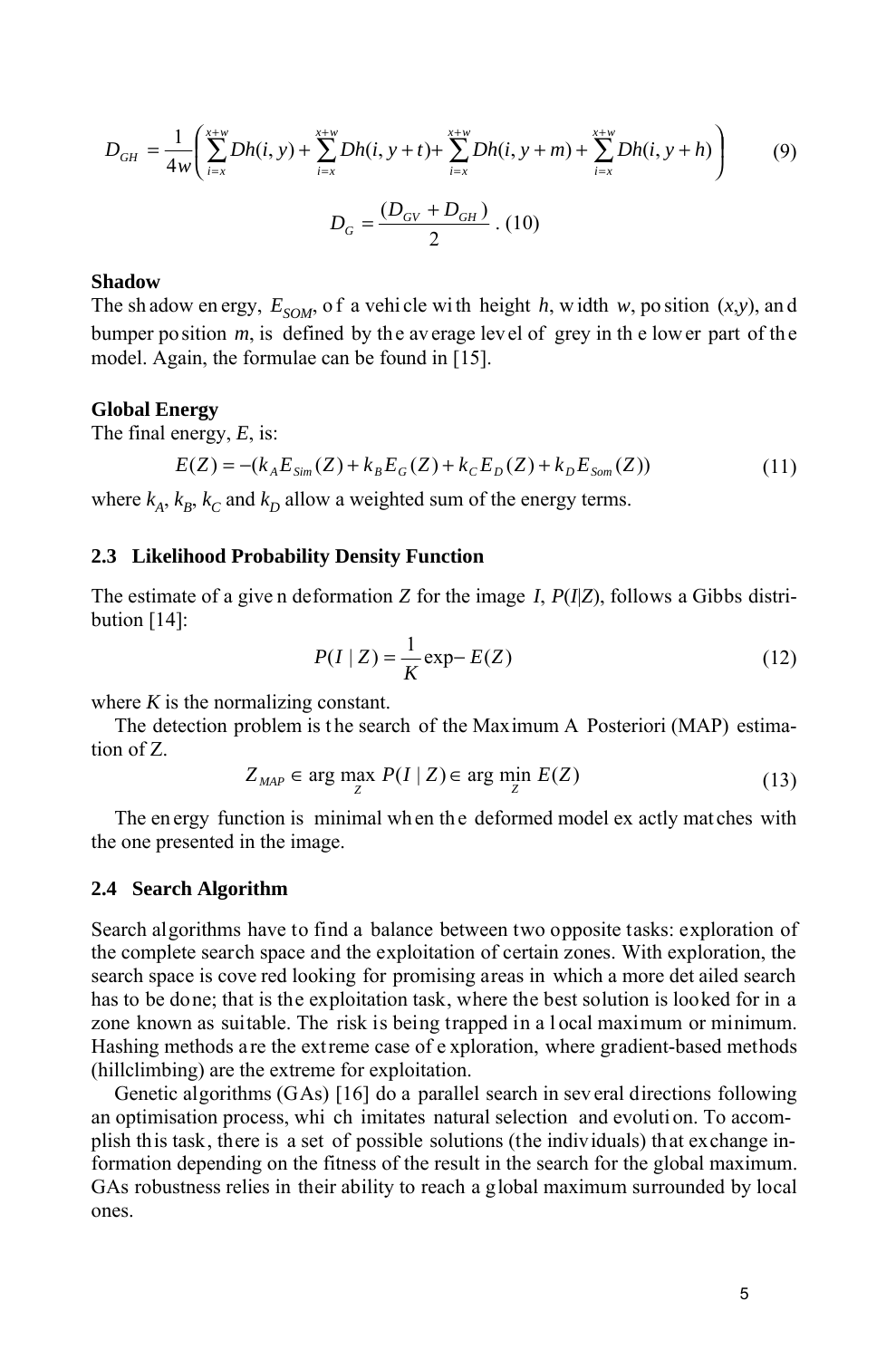$$D_{GH} = \frac{1}{4w}\left(\sum_{i=x}^{x+w} Dh(i,y) + \sum_{i=x}^{x+w} Dh(i,y+t) + \sum_{i=x}^{x+w} Dh(i,y+m) + \sum_{i=x}^{x+w} Dh(i,y+h)\right) \tag{9}$$

$$D_G = \frac{(D_{GV} + D_{GH})}{2} . \tag{10}$$

**Shadow**

The shadow energy, $E_{SOM}$, of a vehicle with height $h$, width $w$, position $(x,y)$, and bumper position $m$, is defined by the average level of grey in the lower part of the model. Again, the formulae can be found in [15].

**Global Energy**

The final energy, $E$, is:

$$E(Z) = -(k_A E_{Sim}(Z) + k_B E_G(Z) + k_C E_D(Z) + k_D E_{Som}(Z)) \tag{11}$$

where $k_A$, $k_B$, $k_C$ and $k_D$ allow a weighted sum of the energy terms.

### 2.3 Likelihood Probability Density Function

The estimate of a given deformation $Z$ for the image $I$, $P(I|Z)$, follows a Gibbs distribution [14]:

$$P(I \mid Z) = \frac{1}{K} \exp - E(Z) \tag{12}$$

where $K$ is the normalizing constant.

The detection problem is the search of the Maximum A Posteriori (MAP) estimation of Z.

$$Z_{MAP} \in \arg\max_{Z} P(I \mid Z) \in \arg\min_{Z} E(Z) \tag{13}$$

The energy function is minimal when the deformed model exactly matches with the one presented in the image.

### 2.4 Search Algorithm

Search algorithms have to find a balance between two opposite tasks: exploration of the complete search space and the exploitation of certain zones. With exploration, the search space is covered looking for promising areas in which a more detailed search has to be done; that is the exploitation task, where the best solution is looked for in a zone known as suitable. The risk is being trapped in a local maximum or minimum. Hashing methods are the extreme case of exploration, where gradient-based methods (hillclimbing) are the extreme for exploitation.

Genetic algorithms (GAs) [16] do a parallel search in several directions following an optimisation process, which imitates natural selection and evolution. To accomplish this task, there is a set of possible solutions (the individuals) that exchange information depending on the fitness of the result in the search for the global maximum. GAs robustness relies in their ability to reach a global maximum surrounded by local ones.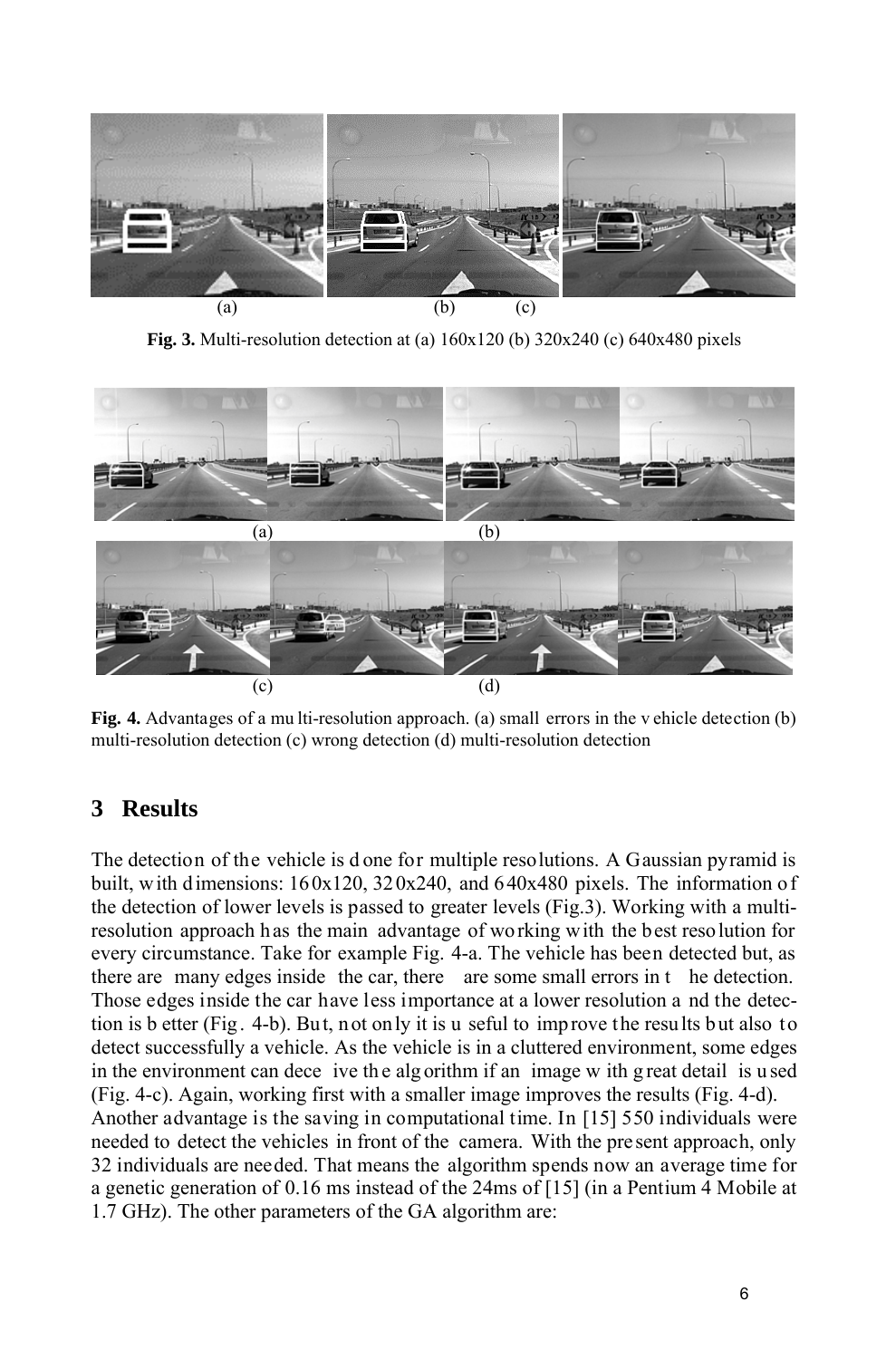**Fig. 3.** Multi-resolution detection at (a) 160x120 (b) 320x240 (c) 640x480 pixels

**Fig. 4.** Advantages of a multi-resolution approach. (a) small errors in the vehicle detection (b) multi-resolution detection (c) wrong detection (d) multi-resolution detection

## 3 Results

The detection of the vehicle is done for multiple resolutions. A Gaussian pyramid is built, with dimensions: 160x120, 320x240, and 640x480 pixels. The information of the detection of lower levels is passed to greater levels (Fig.3). Working with a multi-resolution approach has the main advantage of working with the best resolution for every circumstance. Take for example Fig. 4-a. The vehicle has been detected but, as there are many edges inside the car, there are some small errors in the detection. Those edges inside the car have less importance at a lower resolution and the detection is better (Fig. 4-b). But, not only it is useful to improve the results but also to detect successfully a vehicle. As the vehicle is in a cluttered environment, some edges in the environment can deceive the algorithm if an image with great detail is used (Fig. 4-c). Again, working first with a smaller image improves the results (Fig. 4-d).
Another advantage is the saving in computational time. In [15] 550 individuals were needed to detect the vehicles in front of the camera. With the present approach, only 32 individuals are needed. That means the algorithm spends now an average time for a genetic generation of 0.16 ms instead of the 24ms of [15] (in a Pentium 4 Mobile at 1.7 GHz). The other parameters of the GA algorithm are: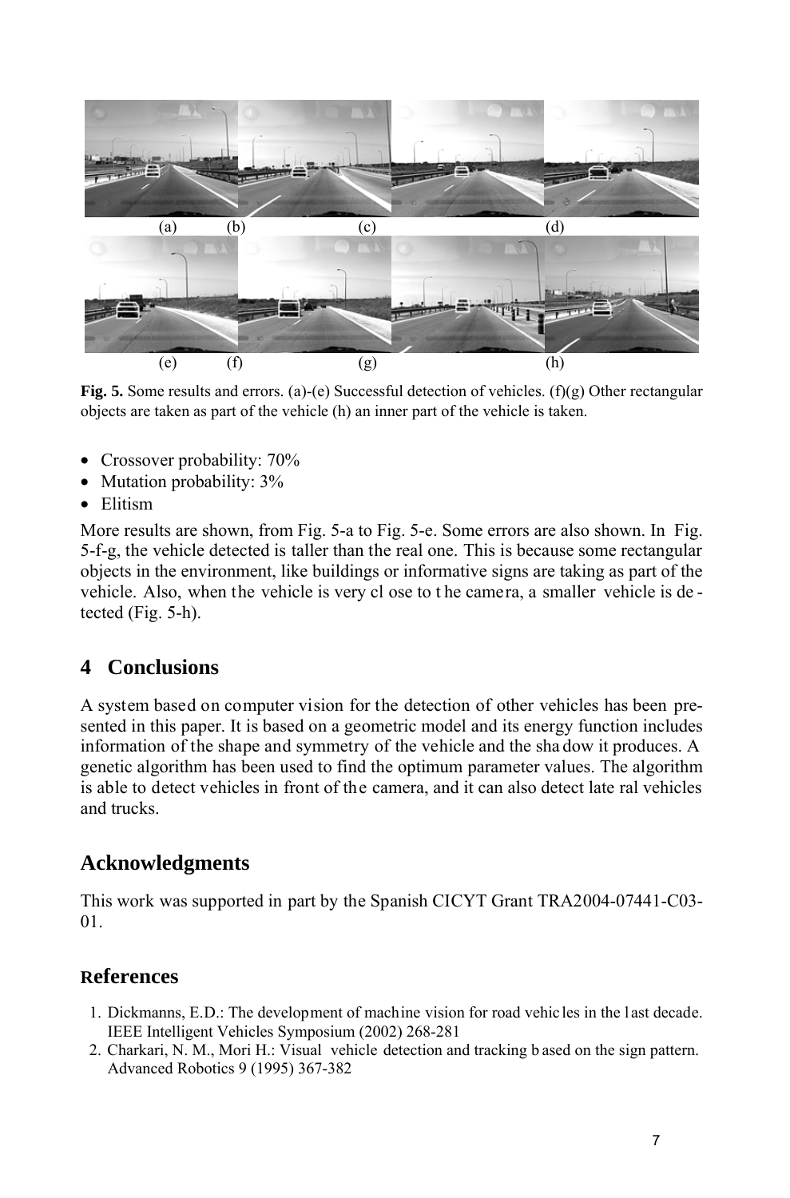(a) (b) (c) (d)

(e) (f) (g) (h)

**Fig. 5.** Some results and errors. (a)-(e) Successful detection of vehicles. (f)(g) Other rectangular objects are taken as part of the vehicle (h) an inner part of the vehicle is taken.

- Crossover probability: 70%
- Mutation probability: 3%
- Elitism

More results are shown, from Fig. 5-a to Fig. 5-e. Some errors are also shown. In Fig. 5-f-g, the vehicle detected is taller than the real one. This is because some rectangular objects in the environment, like buildings or informative signs are taking as part of the vehicle. Also, when the vehicle is very close to the camera, a smaller vehicle is detected (Fig. 5-h).

## 4 Conclusions

A system based on computer vision for the detection of other vehicles has been presented in this paper. It is based on a geometric model and its energy function includes information of the shape and symmetry of the vehicle and the shadow it produces. A genetic algorithm has been used to find the optimum parameter values. The algorithm is able to detect vehicles in front of the camera, and it can also detect lateral vehicles and trucks.

## Acknowledgments

This work was supported in part by the Spanish CICYT Grant TRA2004-07441-C03-01.

## References

1. Dickmanns, E.D.: The development of machine vision for road vehicles in the last decade. IEEE Intelligent Vehicles Symposium (2002) 268-281
2. Charkari, N. M., Mori H.: Visual vehicle detection and tracking based on the sign pattern. Advanced Robotics 9 (1995) 367-382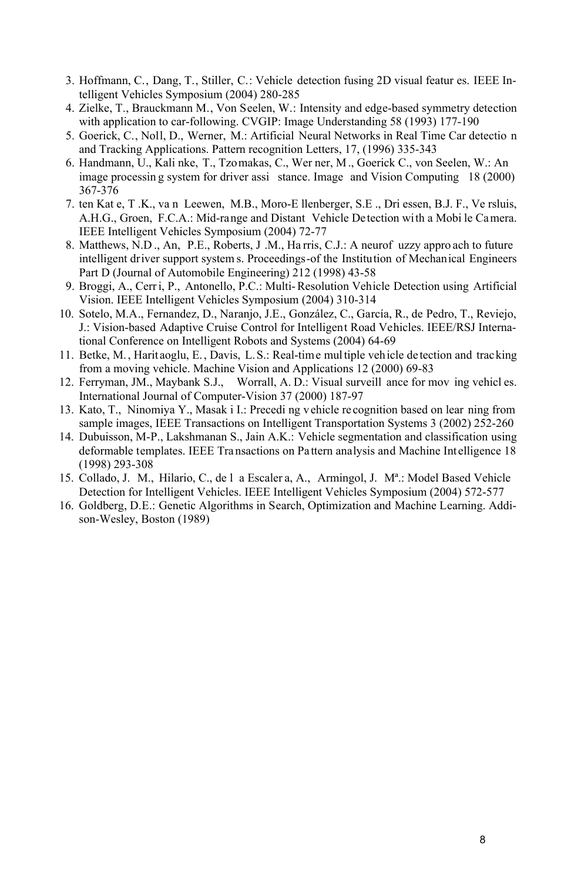3. Hoffmann, C., Dang, T., Stiller, C.: Vehicle detection fusing 2D visual features. IEEE Intelligent Vehicles Symposium (2004) 280-285
4. Zielke, T., Brauckmann M., Von Seelen, W.: Intensity and edge-based symmetry detection with application to car-following. CVGIP: Image Understanding 58 (1993) 177-190
5. Goerick, C., Noll, D., Werner, M.: Artificial Neural Networks in Real Time Car detection and Tracking Applications. Pattern recognition Letters, 17, (1996) 335-343
6. Handmann, U., Kalinke, T., Tzomakas, C., Werner, M., Goerick C., von Seelen, W.: An image processing system for driver assistance. Image and Vision Computing 18 (2000) 367-376
7. ten Kate, T.K., van Leewen, M.B., Moro-Ellenberger, S.E., Driessen, B.J. F., Versluis, A.H.G., Groen, F.C.A.: Mid-range and Distant Vehicle Detection with a Mobile Camera. IEEE Intelligent Vehicles Symposium (2004) 72-77
8. Matthews, N.D., An, P.E., Roberts, J.M., Harris, C.J.: A neurofuzzy approach to future intelligent driver support systems. Proceedings-of the Institution of Mechanical Engineers Part D (Journal of Automobile Engineering) 212 (1998) 43-58
9. Broggi, A., Cerri, P., Antonello, P.C.: Multi-Resolution Vehicle Detection using Artificial Vision. IEEE Intelligent Vehicles Symposium (2004) 310-314
10. Sotelo, M.A., Fernandez, D., Naranjo, J.E., González, C., García, R., de Pedro, T., Reviejo, J.: Vision-based Adaptive Cruise Control for Intelligent Road Vehicles. IEEE/RSJ International Conference on Intelligent Robots and Systems (2004) 64-69
11. Betke, M., Haritaoglu, E., Davis, L.S.: Real-time multiple vehicle detection and tracking from a moving vehicle. Machine Vision and Applications 12 (2000) 69-83
12. Ferryman, JM., Maybank S.J., Worrall, A. D.: Visual surveillance for moving vehicles. International Journal of Computer-Vision 37 (2000) 187-97
13. Kato, T., Ninomiya Y., Masaki I.: Preceding vehicle recognition based on learning from sample images, IEEE Transactions on Intelligent Transportation Systems 3 (2002) 252-260
14. Dubuisson, M-P., Lakshmanan S., Jain A.K.: Vehicle segmentation and classification using deformable templates. IEEE Transactions on Pattern analysis and Machine Intelligence 18 (1998) 293-308
15. Collado, J. M., Hilario, C., de la Escalera, A., Armingol, J. Mª.: Model Based Vehicle Detection for Intelligent Vehicles. IEEE Intelligent Vehicles Symposium (2004) 572-577
16. Goldberg, D.E.: Genetic Algorithms in Search, Optimization and Machine Learning. Addison-Wesley, Boston (1989)